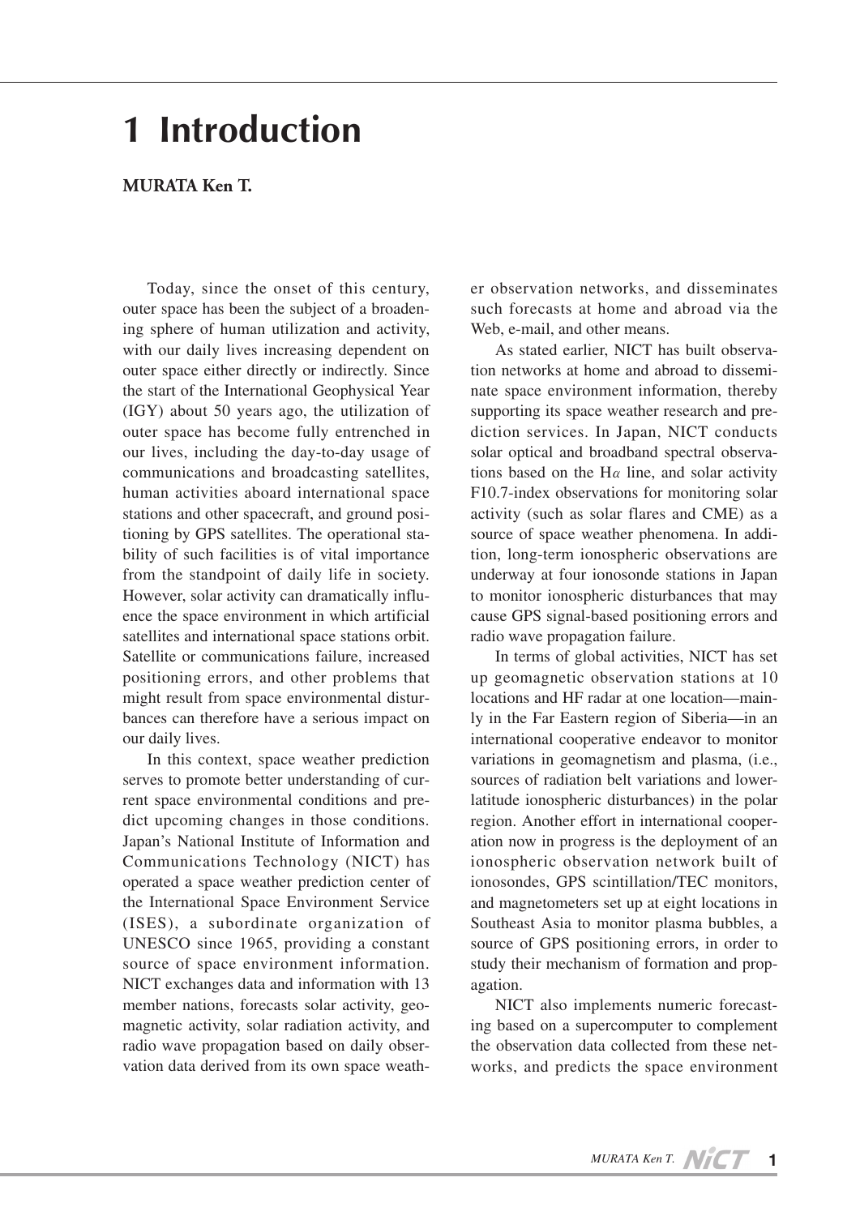# 1 Introduction

**MURATA Ken T.**

Today, since the onset of this century, outer space has been the subject of a broadening sphere of human utilization and activity, with our daily lives increasing dependent on outer space either directly or indirectly. Since the start of the International Geophysical Year (IGY) about 50 years ago, the utilization of outer space has become fully entrenched in our lives, including the day-to-day usage of communications and broadcasting satellites, human activities aboard international space stations and other spacecraft, and ground positioning by GPS satellites. The operational stability of such facilities is of vital importance from the standpoint of daily life in society. However, solar activity can dramatically influence the space environment in which artificial satellites and international space stations orbit. Satellite or communications failure, increased positioning errors, and other problems that might result from space environmental disturbances can therefore have a serious impact on our daily lives.

In this context, space weather prediction serves to promote better understanding of current space environmental conditions and predict upcoming changes in those conditions. Japan's National Institute of Information and Communications Technology (NICT) has operated a space weather prediction center of the International Space Environment Service (ISES), a subordinate organization of UNESCO since 1965, providing a constant source of space environment information. NICT exchanges data and information with 13 member nations, forecasts solar activity, geomagnetic activity, solar radiation activity, and radio wave propagation based on daily observation data derived from its own space weather observation networks, and disseminates such forecasts at home and abroad via the Web, e-mail, and other means.

As stated earlier, NICT has built observation networks at home and abroad to disseminate space environment information, thereby supporting its space weather research and prediction services. In Japan, NICT conducts solar optical and broadband spectral observations based on the H$\alpha$ line, and solar activity F10.7-index observations for monitoring solar activity (such as solar flares and CME) as a source of space weather phenomena. In addition, long-term ionospheric observations are underway at four ionosonde stations in Japan to monitor ionospheric disturbances that may cause GPS signal-based positioning errors and radio wave propagation failure.

In terms of global activities, NICT has set up geomagnetic observation stations at 10 locations and HF radar at one location—mainly in the Far Eastern region of Siberia—in an international cooperative endeavor to monitor variations in geomagnetism and plasma, (i.e., sources of radiation belt variations and lower-latitude ionospheric disturbances) in the polar region. Another effort in international cooperation now in progress is the deployment of an ionospheric observation network built of ionosondes, GPS scintillation/TEC monitors, and magnetometers set up at eight locations in Southeast Asia to monitor plasma bubbles, a source of GPS positioning errors, in order to study their mechanism of formation and propagation.

NICT also implements numeric forecasting based on a supercomputer to complement the observation data collected from these networks, and predicts the space environment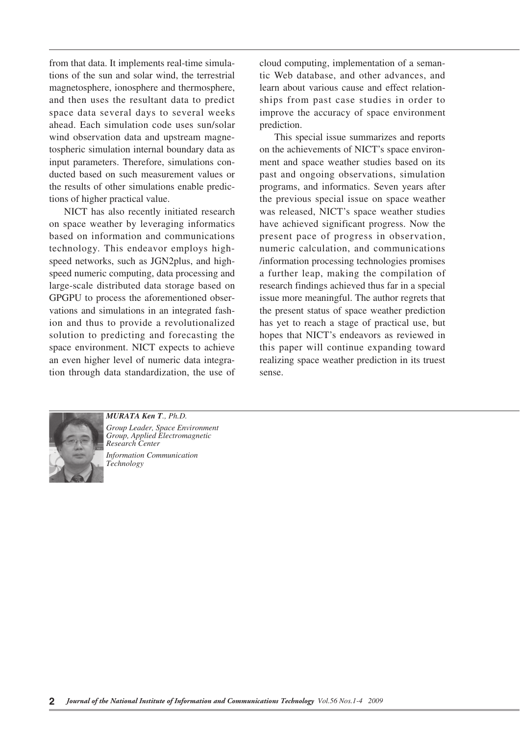from that data. It implements real-time simulations of the sun and solar wind, the terrestrial magnetosphere, ionosphere and thermosphere, and then uses the resultant data to predict space data several days to several weeks ahead. Each simulation code uses sun/solar wind observation data and upstream magnetospheric simulation internal boundary data as input parameters. Therefore, simulations conducted based on such measurement values or the results of other simulations enable predictions of higher practical value.

NICT has also recently initiated research on space weather by leveraging informatics based on information and communications technology. This endeavor employs high-speed networks, such as JGN2plus, and high-speed numeric computing, data processing and large-scale distributed data storage based on GPGPU to process the aforementioned observations and simulations in an integrated fashion and thus to provide a revolutionalized solution to predicting and forecasting the space environment. NICT expects to achieve an even higher level of numeric data integration through data standardization, the use of cloud computing, implementation of a semantic Web database, and other advances, and learn about various cause and effect relationships from past case studies in order to improve the accuracy of space environment prediction.

This special issue summarizes and reports on the achievements of NICT's space environment and space weather studies based on its past and ongoing observations, simulation programs, and informatics. Seven years after the previous special issue on space weather was released, NICT's space weather studies have achieved significant progress. Now the present pace of progress in observation, numeric calculation, and communications /information processing technologies promises a further leap, making the compilation of research findings achieved thus far in a special issue more meaningful. The author regrets that the present status of space weather prediction has yet to reach a stage of practical use, but hopes that NICT's endeavors as reviewed in this paper will continue expanding toward realizing space weather prediction in its truest sense.

***MURATA Ken T.**, Ph.D.*

*Group Leader, Space Environment Group, Applied Electromagnetic Research Center*

*Information Communication Technology*